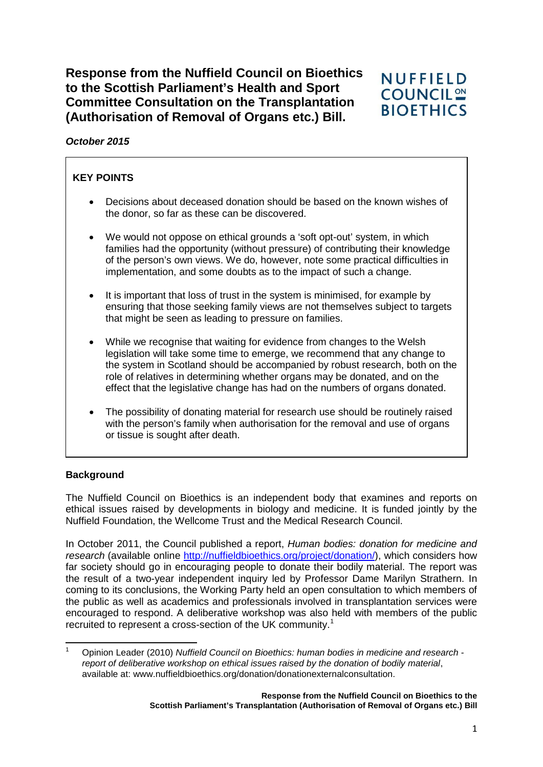# Response from the Nuffield Council on Bioethics to the Scottish Parliament's Health and Sport Committee Consultation on the Transplantation (Authorisation of Removal of Organs etc.) Bill.

NUFFIELD COUNCIL ON BIOETHICS

***October 2015***

**KEY POINTS**

- Decisions about deceased donation should be based on the known wishes of the donor, so far as these can be discovered.
- We would not oppose on ethical grounds a 'soft opt-out' system, in which families had the opportunity (without pressure) of contributing their knowledge of the person's own views. We do, however, note some practical difficulties in implementation, and some doubts as to the impact of such a change.
- It is important that loss of trust in the system is minimised, for example by ensuring that those seeking family views are not themselves subject to targets that might be seen as leading to pressure on families.
- While we recognise that waiting for evidence from changes to the Welsh legislation will take some time to emerge, we recommend that any change to the system in Scotland should be accompanied by robust research, both on the role of relatives in determining whether organs may be donated, and on the effect that the legislative change has had on the numbers of organs donated.
- The possibility of donating material for research use should be routinely raised with the person's family when authorisation for the removal and use of organs or tissue is sought after death.

**Background**

The Nuffield Council on Bioethics is an independent body that examines and reports on ethical issues raised by developments in biology and medicine. It is funded jointly by the Nuffield Foundation, the Wellcome Trust and the Medical Research Council.

In October 2011, the Council published a report, *Human bodies: donation for medicine and research* (available online http://nuffieldbioethics.org/project/donation/), which considers how far society should go in encouraging people to donate their bodily material. The report was the result of a two-year independent inquiry led by Professor Dame Marilyn Strathern. In coming to its conclusions, the Working Party held an open consultation to which members of the public as well as academics and professionals involved in transplantation services were encouraged to respond. A deliberative workshop was also held with members of the public recruited to represent a cross-section of the UK community.[1]

[1] Opinion Leader (2010) *Nuffield Council on Bioethics: human bodies in medicine and research - report of deliberative workshop on ethical issues raised by the donation of bodily material*, available at: www.nuffieldbioethics.org/donation/donationexternalconsultation.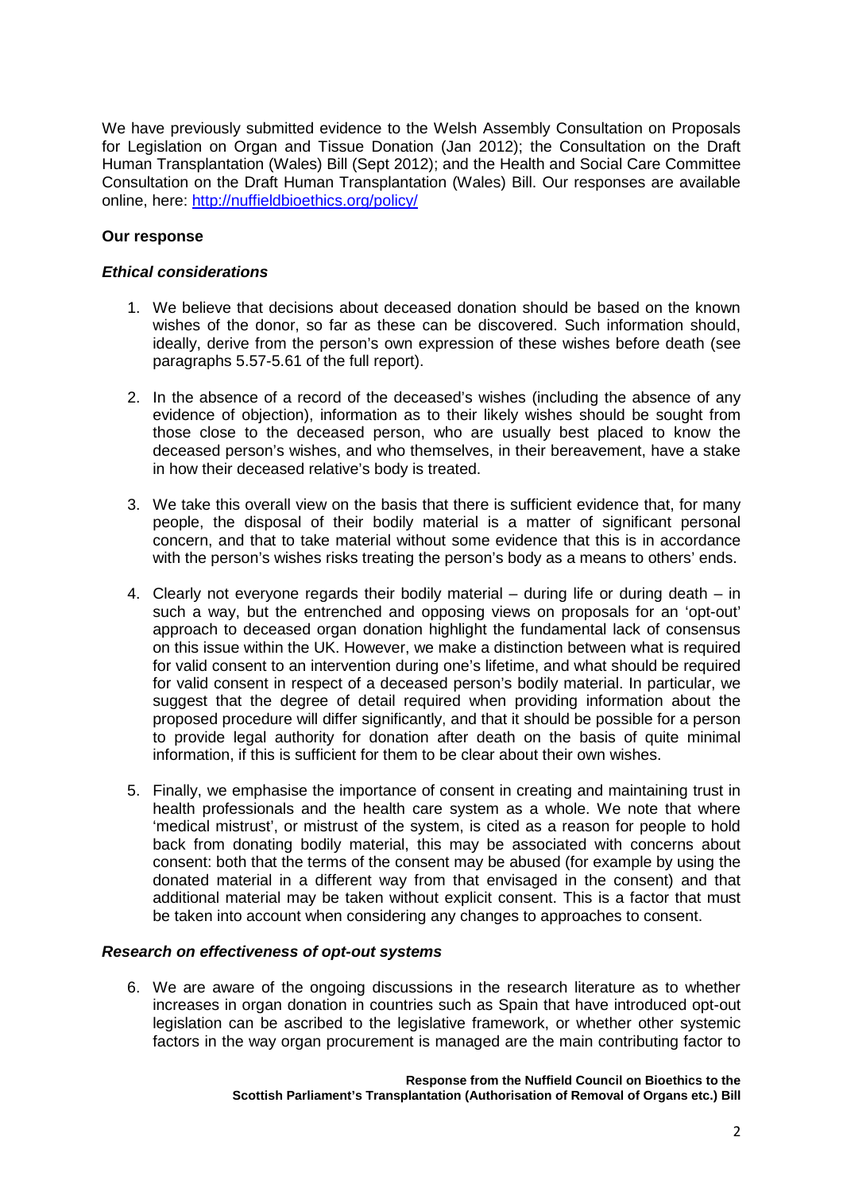We have previously submitted evidence to the Welsh Assembly Consultation on Proposals for Legislation on Organ and Tissue Donation (Jan 2012); the Consultation on the Draft Human Transplantation (Wales) Bill (Sept 2012); and the Health and Social Care Committee Consultation on the Draft Human Transplantation (Wales) Bill. Our responses are available online, here: [http://nuffieldbioethics.org/policy/](http://nuffieldbioethics.org/policy/)

**Our response**

***Ethical considerations***

1. We believe that decisions about deceased donation should be based on the known wishes of the donor, so far as these can be discovered. Such information should, ideally, derive from the person's own expression of these wishes before death (see paragraphs 5.57-5.61 of the full report).

2. In the absence of a record of the deceased's wishes (including the absence of any evidence of objection), information as to their likely wishes should be sought from those close to the deceased person, who are usually best placed to know the deceased person's wishes, and who themselves, in their bereavement, have a stake in how their deceased relative's body is treated.

3. We take this overall view on the basis that there is sufficient evidence that, for many people, the disposal of their bodily material is a matter of significant personal concern, and that to take material without some evidence that this is in accordance with the person's wishes risks treating the person's body as a means to others' ends.

4. Clearly not everyone regards their bodily material – during life or during death – in such a way, but the entrenched and opposing views on proposals for an 'opt-out' approach to deceased organ donation highlight the fundamental lack of consensus on this issue within the UK. However, we make a distinction between what is required for valid consent to an intervention during one's lifetime, and what should be required for valid consent in respect of a deceased person's bodily material. In particular, we suggest that the degree of detail required when providing information about the proposed procedure will differ significantly, and that it should be possible for a person to provide legal authority for donation after death on the basis of quite minimal information, if this is sufficient for them to be clear about their own wishes.

5. Finally, we emphasise the importance of consent in creating and maintaining trust in health professionals and the health care system as a whole. We note that where 'medical mistrust', or mistrust of the system, is cited as a reason for people to hold back from donating bodily material, this may be associated with concerns about consent: both that the terms of the consent may be abused (for example by using the donated material in a different way from that envisaged in the consent) and that additional material may be taken without explicit consent. This is a factor that must be taken into account when considering any changes to approaches to consent.

***Research on effectiveness of opt-out systems***

6. We are aware of the ongoing discussions in the research literature as to whether increases in organ donation in countries such as Spain that have introduced opt-out legislation can be ascribed to the legislative framework, or whether other systemic factors in the way organ procurement is managed are the main contributing factor to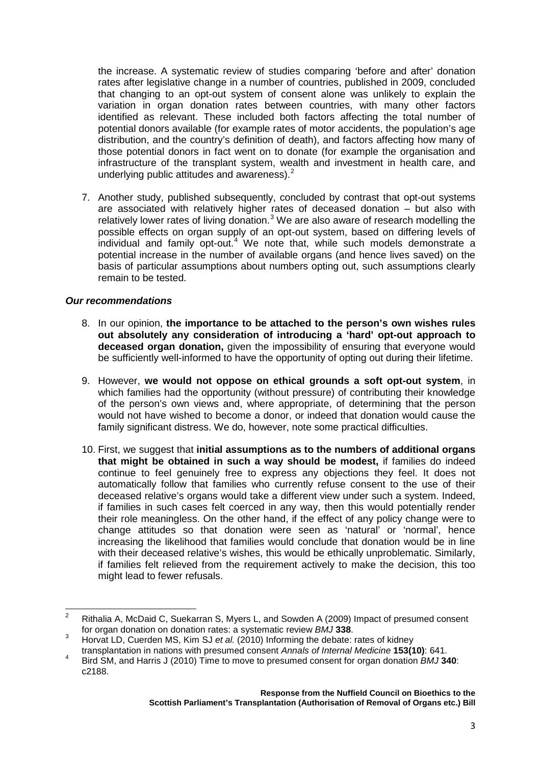the increase. A systematic review of studies comparing 'before and after' donation rates after legislative change in a number of countries, published in 2009, concluded that changing to an opt-out system of consent alone was unlikely to explain the variation in organ donation rates between countries, with many other factors identified as relevant. These included both factors affecting the total number of potential donors available (for example rates of motor accidents, the population's age distribution, and the country's definition of death), and factors affecting how many of those potential donors in fact went on to donate (for example the organisation and infrastructure of the transplant system, wealth and investment in health care, and underlying public attitudes and awareness).[2]

7. Another study, published subsequently, concluded by contrast that opt-out systems are associated with relatively higher rates of deceased donation – but also with relatively lower rates of living donation.[3] We are also aware of research modelling the possible effects on organ supply of an opt-out system, based on differing levels of individual and family opt-out.[4] We note that, while such models demonstrate a potential increase in the number of available organs (and hence lives saved) on the basis of particular assumptions about numbers opting out, such assumptions clearly remain to be tested.

### *Our recommendations*

8. In our opinion, **the importance to be attached to the person's own wishes rules out absolutely any consideration of introducing a 'hard' opt-out approach to deceased organ donation,** given the impossibility of ensuring that everyone would be sufficiently well-informed to have the opportunity of opting out during their lifetime.

9. However, **we would not oppose on ethical grounds a soft opt-out system**, in which families had the opportunity (without pressure) of contributing their knowledge of the person's own views and, where appropriate, of determining that the person would not have wished to become a donor, or indeed that donation would cause the family significant distress. We do, however, note some practical difficulties.

10. First, we suggest that **initial assumptions as to the numbers of additional organs that might be obtained in such a way should be modest,** if families do indeed continue to feel genuinely free to express any objections they feel. It does not automatically follow that families who currently refuse consent to the use of their deceased relative's organs would take a different view under such a system. Indeed, if families in such cases felt coerced in any way, then this would potentially render their role meaningless. On the other hand, if the effect of any policy change were to change attitudes so that donation were seen as 'natural' or 'normal', hence increasing the likelihood that families would conclude that donation would be in line with their deceased relative's wishes, this would be ethically unproblematic. Similarly, if families felt relieved from the requirement actively to make the decision, this too might lead to fewer refusals.

---

[2] Rithalia A, McDaid C, Suekarran S, Myers L, and Sowden A (2009) Impact of presumed consent for organ donation on donation rates: a systematic review *BMJ* **338**.

[3] Horvat LD, Cuerden MS, Kim SJ *et al.* (2010) Informing the debate: rates of kidney transplantation in nations with presumed consent *Annals of Internal Medicine* **153(10)**: 641.

[4] Bird SM, and Harris J (2010) Time to move to presumed consent for organ donation *BMJ* **340**: c2188.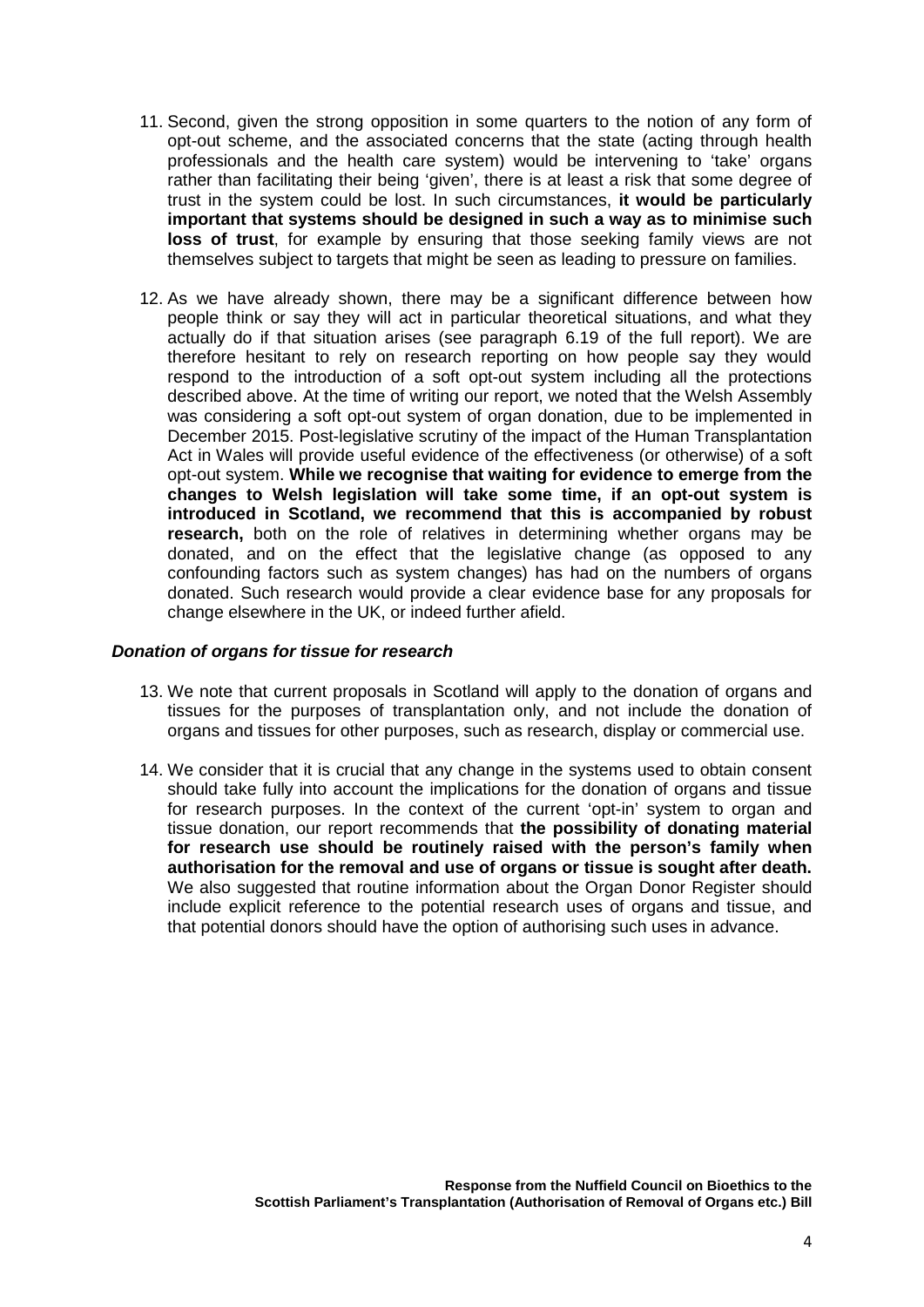11. Second, given the strong opposition in some quarters to the notion of any form of opt-out scheme, and the associated concerns that the state (acting through health professionals and the health care system) would be intervening to 'take' organs rather than facilitating their being 'given', there is at least a risk that some degree of trust in the system could be lost. In such circumstances, **it would be particularly important that systems should be designed in such a way as to minimise such loss of trust**, for example by ensuring that those seeking family views are not themselves subject to targets that might be seen as leading to pressure on families.

12. As we have already shown, there may be a significant difference between how people think or say they will act in particular theoretical situations, and what they actually do if that situation arises (see paragraph 6.19 of the full report). We are therefore hesitant to rely on research reporting on how people say they would respond to the introduction of a soft opt-out system including all the protections described above. At the time of writing our report, we noted that the Welsh Assembly was considering a soft opt-out system of organ donation, due to be implemented in December 2015. Post-legislative scrutiny of the impact of the Human Transplantation Act in Wales will provide useful evidence of the effectiveness (or otherwise) of a soft opt-out system. **While we recognise that waiting for evidence to emerge from the changes to Welsh legislation will take some time, if an opt-out system is introduced in Scotland, we recommend that this is accompanied by robust research,** both on the role of relatives in determining whether organs may be donated, and on the effect that the legislative change (as opposed to any confounding factors such as system changes) has had on the numbers of organs donated. Such research would provide a clear evidence base for any proposals for change elsewhere in the UK, or indeed further afield.

### *Donation of organs for tissue for research*

13. We note that current proposals in Scotland will apply to the donation of organs and tissues for the purposes of transplantation only, and not include the donation of organs and tissues for other purposes, such as research, display or commercial use.

14. We consider that it is crucial that any change in the systems used to obtain consent should take fully into account the implications for the donation of organs and tissue for research purposes. In the context of the current 'opt-in' system to organ and tissue donation, our report recommends that **the possibility of donating material for research use should be routinely raised with the person's family when authorisation for the removal and use of organs or tissue is sought after death.** We also suggested that routine information about the Organ Donor Register should include explicit reference to the potential research uses of organs and tissue, and that potential donors should have the option of authorising such uses in advance.